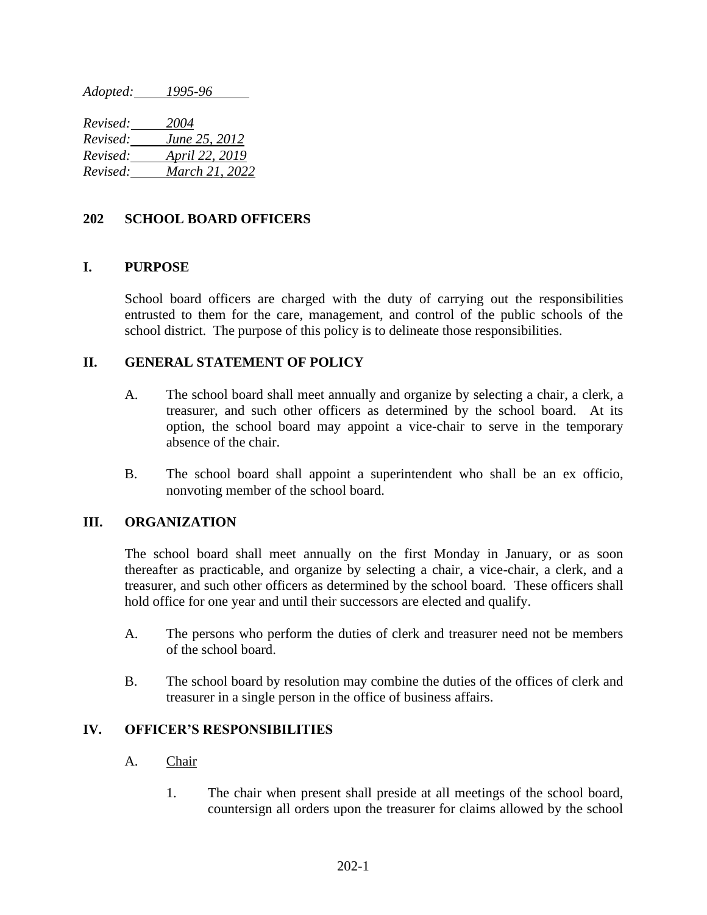*Adopted: 1995-96*

*Revised: 2004*
*Revised: June 25, 2012*
*Revised: April 22, 2019*
*Revised: March 21, 2022*

# 202 SCHOOL BOARD OFFICERS

## I. PURPOSE

School board officers are charged with the duty of carrying out the responsibilities entrusted to them for the care, management, and control of the public schools of the school district. The purpose of this policy is to delineate those responsibilities.

## II. GENERAL STATEMENT OF POLICY

A. The school board shall meet annually and organize by selecting a chair, a clerk, a treasurer, and such other officers as determined by the school board. At its option, the school board may appoint a vice-chair to serve in the temporary absence of the chair.

B. The school board shall appoint a superintendent who shall be an ex officio, nonvoting member of the school board.

## III. ORGANIZATION

The school board shall meet annually on the first Monday in January, or as soon thereafter as practicable, and organize by selecting a chair, a vice-chair, a clerk, and a treasurer, and such other officers as determined by the school board. These officers shall hold office for one year and until their successors are elected and qualify.

A. The persons who perform the duties of clerk and treasurer need not be members of the school board.

B. The school board by resolution may combine the duties of the offices of clerk and treasurer in a single person in the office of business affairs.

## IV. OFFICER'S RESPONSIBILITIES

A. Chair

1. The chair when present shall preside at all meetings of the school board, countersign all orders upon the treasurer for claims allowed by the school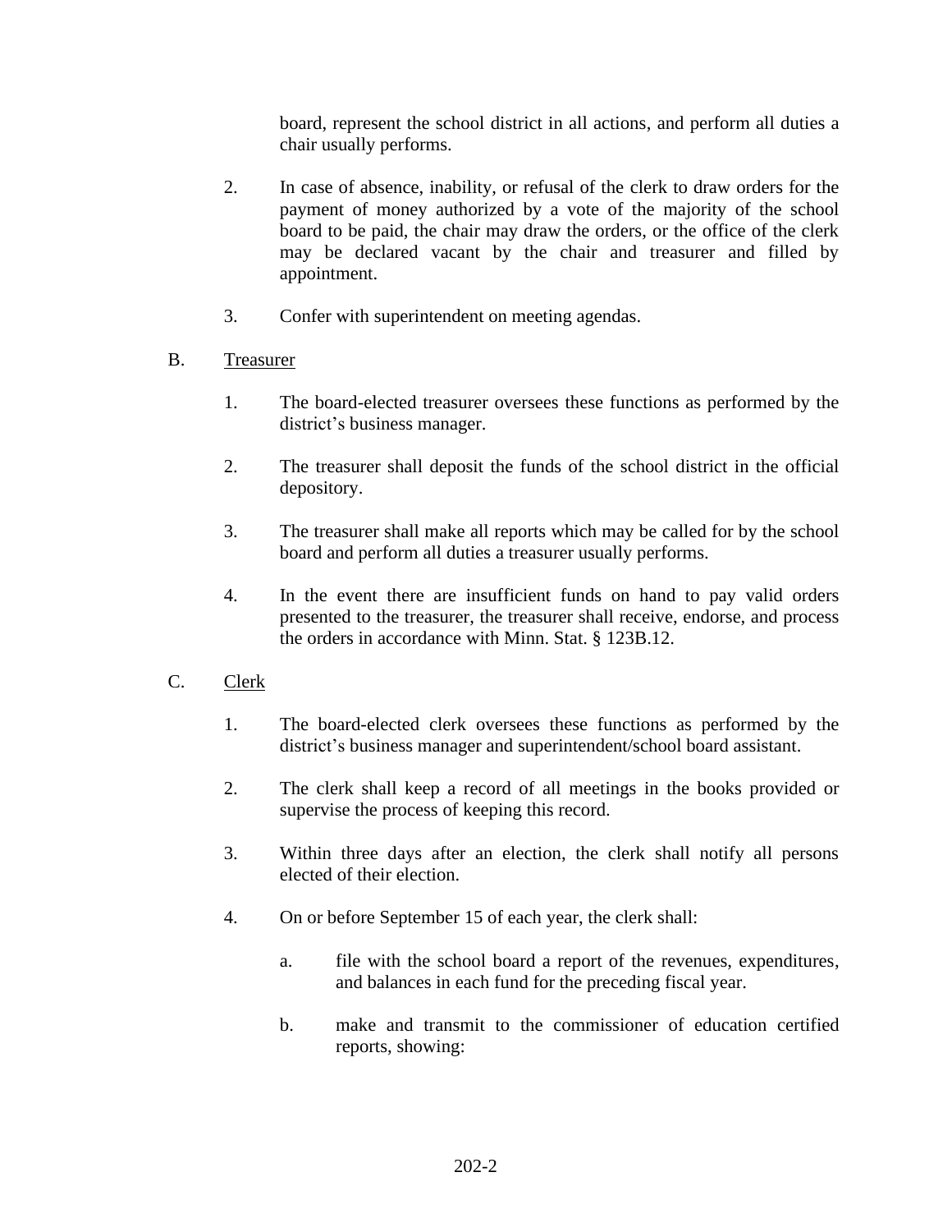board, represent the school district in all actions, and perform all duties a chair usually performs.

2. In case of absence, inability, or refusal of the clerk to draw orders for the payment of money authorized by a vote of the majority of the school board to be paid, the chair may draw the orders, or the office of the clerk may be declared vacant by the chair and treasurer and filled by appointment.

3. Confer with superintendent on meeting agendas.

B. Treasurer

1. The board-elected treasurer oversees these functions as performed by the district's business manager.

2. The treasurer shall deposit the funds of the school district in the official depository.

3. The treasurer shall make all reports which may be called for by the school board and perform all duties a treasurer usually performs.

4. In the event there are insufficient funds on hand to pay valid orders presented to the treasurer, the treasurer shall receive, endorse, and process the orders in accordance with Minn. Stat. § 123B.12.

C. Clerk

1. The board-elected clerk oversees these functions as performed by the district's business manager and superintendent/school board assistant.

2. The clerk shall keep a record of all meetings in the books provided or supervise the process of keeping this record.

3. Within three days after an election, the clerk shall notify all persons elected of their election.

4. On or before September 15 of each year, the clerk shall:

   a. file with the school board a report of the revenues, expenditures, and balances in each fund for the preceding fiscal year.

   b. make and transmit to the commissioner of education certified reports, showing: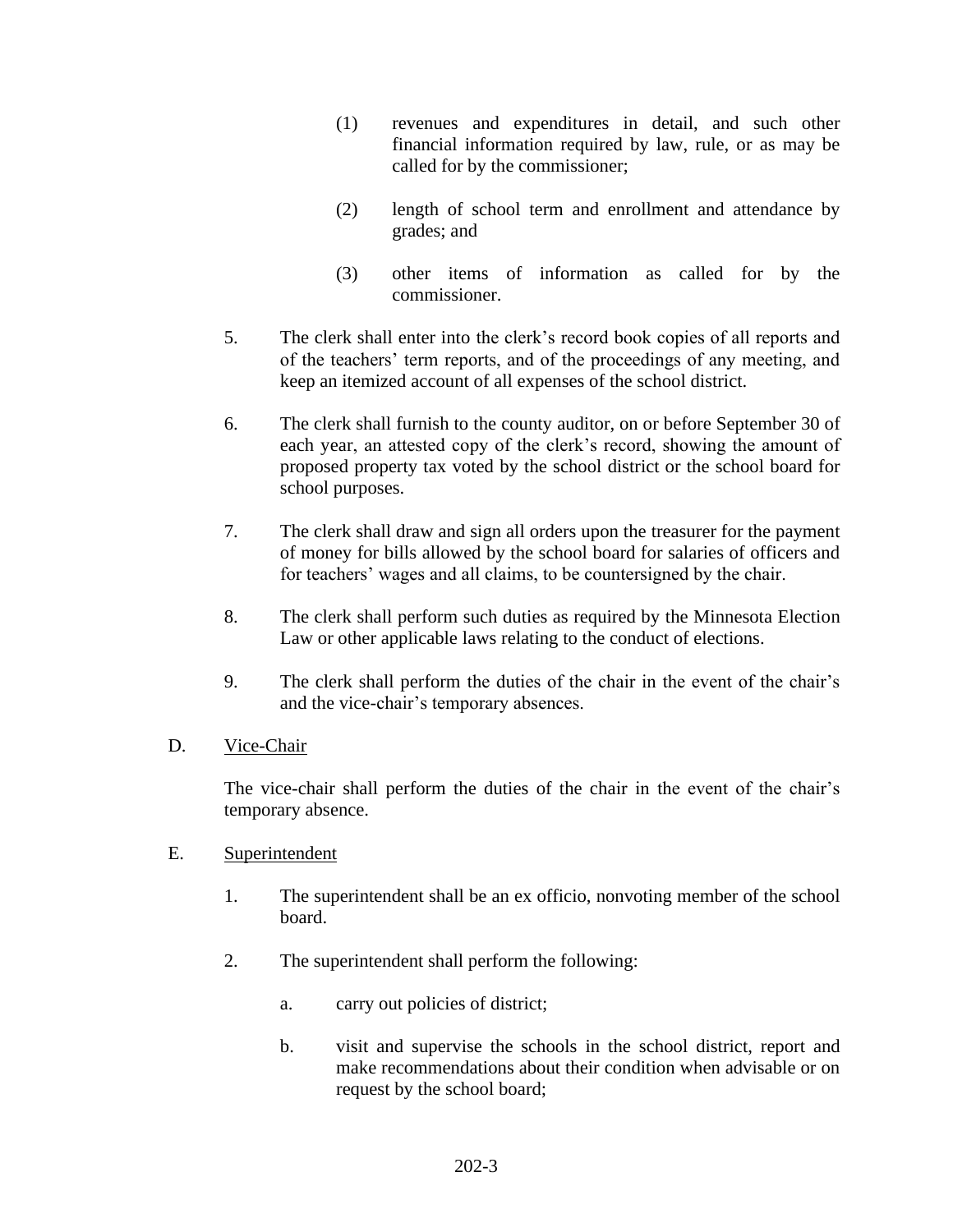(1) revenues and expenditures in detail, and such other financial information required by law, rule, or as may be called for by the commissioner;

(2) length of school term and enrollment and attendance by grades; and

(3) other items of information as called for by the commissioner.

5. The clerk shall enter into the clerk's record book copies of all reports and of the teachers' term reports, and of the proceedings of any meeting, and keep an itemized account of all expenses of the school district.

6. The clerk shall furnish to the county auditor, on or before September 30 of each year, an attested copy of the clerk's record, showing the amount of proposed property tax voted by the school district or the school board for school purposes.

7. The clerk shall draw and sign all orders upon the treasurer for the payment of money for bills allowed by the school board for salaries of officers and for teachers' wages and all claims, to be countersigned by the chair.

8. The clerk shall perform such duties as required by the Minnesota Election Law or other applicable laws relating to the conduct of elections.

9. The clerk shall perform the duties of the chair in the event of the chair's and the vice-chair's temporary absences.

D. <u>Vice-Chair</u>

The vice-chair shall perform the duties of the chair in the event of the chair's temporary absence.

E. <u>Superintendent</u>

1. The superintendent shall be an ex officio, nonvoting member of the school board.

2. The superintendent shall perform the following:

   a. carry out policies of district;

   b. visit and supervise the schools in the school district, report and make recommendations about their condition when advisable or on request by the school board;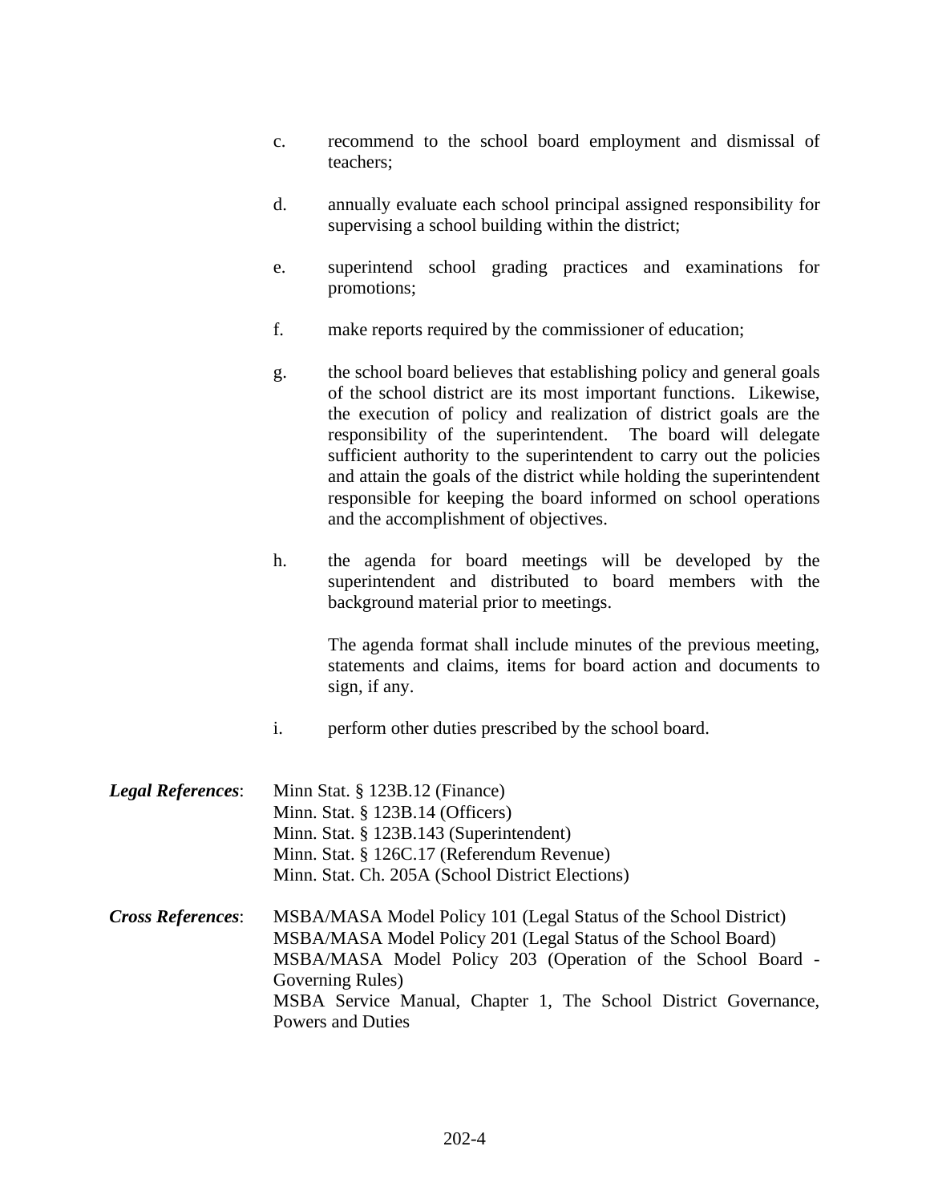c. recommend to the school board employment and dismissal of teachers;

d. annually evaluate each school principal assigned responsibility for supervising a school building within the district;

e. superintend school grading practices and examinations for promotions;

f. make reports required by the commissioner of education;

g. the school board believes that establishing policy and general goals of the school district are its most important functions. Likewise, the execution of policy and realization of district goals are the responsibility of the superintendent. The board will delegate sufficient authority to the superintendent to carry out the policies and attain the goals of the district while holding the superintendent responsible for keeping the board informed on school operations and the accomplishment of objectives.

h. the agenda for board meetings will be developed by the superintendent and distributed to board members with the background material prior to meetings.

   The agenda format shall include minutes of the previous meeting, statements and claims, items for board action and documents to sign, if any.

i. perform other duties prescribed by the school board.

***Legal References***:
Minn Stat. § 123B.12 (Finance)
Minn. Stat. § 123B.14 (Officers)
Minn. Stat. § 123B.143 (Superintendent)
Minn. Stat. § 126C.17 (Referendum Revenue)
Minn. Stat. Ch. 205A (School District Elections)

***Cross References***:
MSBA/MASA Model Policy 101 (Legal Status of the School District)
MSBA/MASA Model Policy 201 (Legal Status of the School Board)
MSBA/MASA Model Policy 203 (Operation of the School Board - Governing Rules)
MSBA Service Manual, Chapter 1, The School District Governance, Powers and Duties